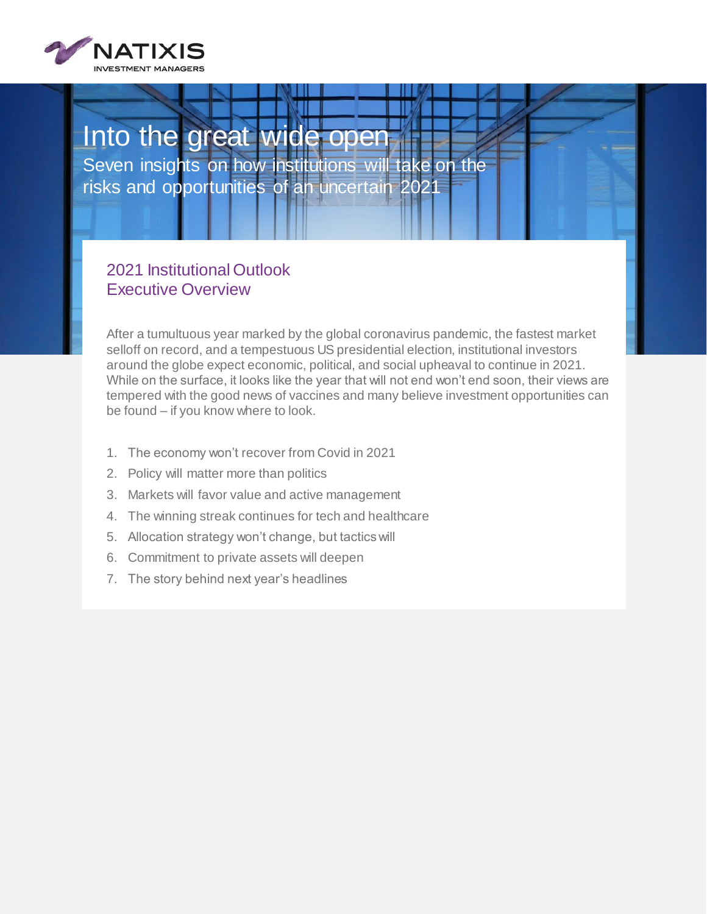NATIXIS INVESTMENT MANAGERS

# Into the great wide open

Seven insights on how institutions will take on the risks and opportunities of an uncertain 2021

## 2021 Institutional Outlook Executive Overview

After a tumultuous year marked by the global coronavirus pandemic, the fastest market selloff on record, and a tempestuous US presidential election, institutional investors around the globe expect economic, political, and social upheaval to continue in 2021. While on the surface, it looks like the year that will not end won't end soon, their views are tempered with the good news of vaccines and many believe investment opportunities can be found – if you know where to look.

1. The economy won't recover from Covid in 2021
2. Policy will matter more than politics
3. Markets will favor value and active management
4. The winning streak continues for tech and healthcare
5. Allocation strategy won't change, but tactics will
6. Commitment to private assets will deepen
7. The story behind next year's headlines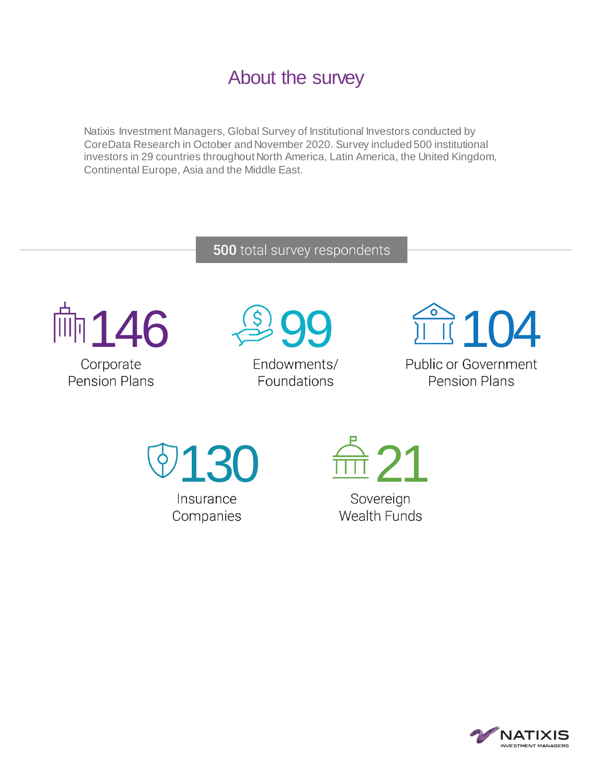# About the survey

Natixis Investment Managers, Global Survey of Institutional Investors conducted by CoreData Research in October and November 2020. Survey included 500 institutional investors in 29 countries throughout North America, Latin America, the United Kingdom, Continental Europe, Asia and the Middle East.

**500** total survey respondents

**146**
Corporate Pension Plans

**99**
Endowments/ Foundations

**104**
Public or Government Pension Plans

**130**
Insurance Companies

**21**
Sovereign Wealth Funds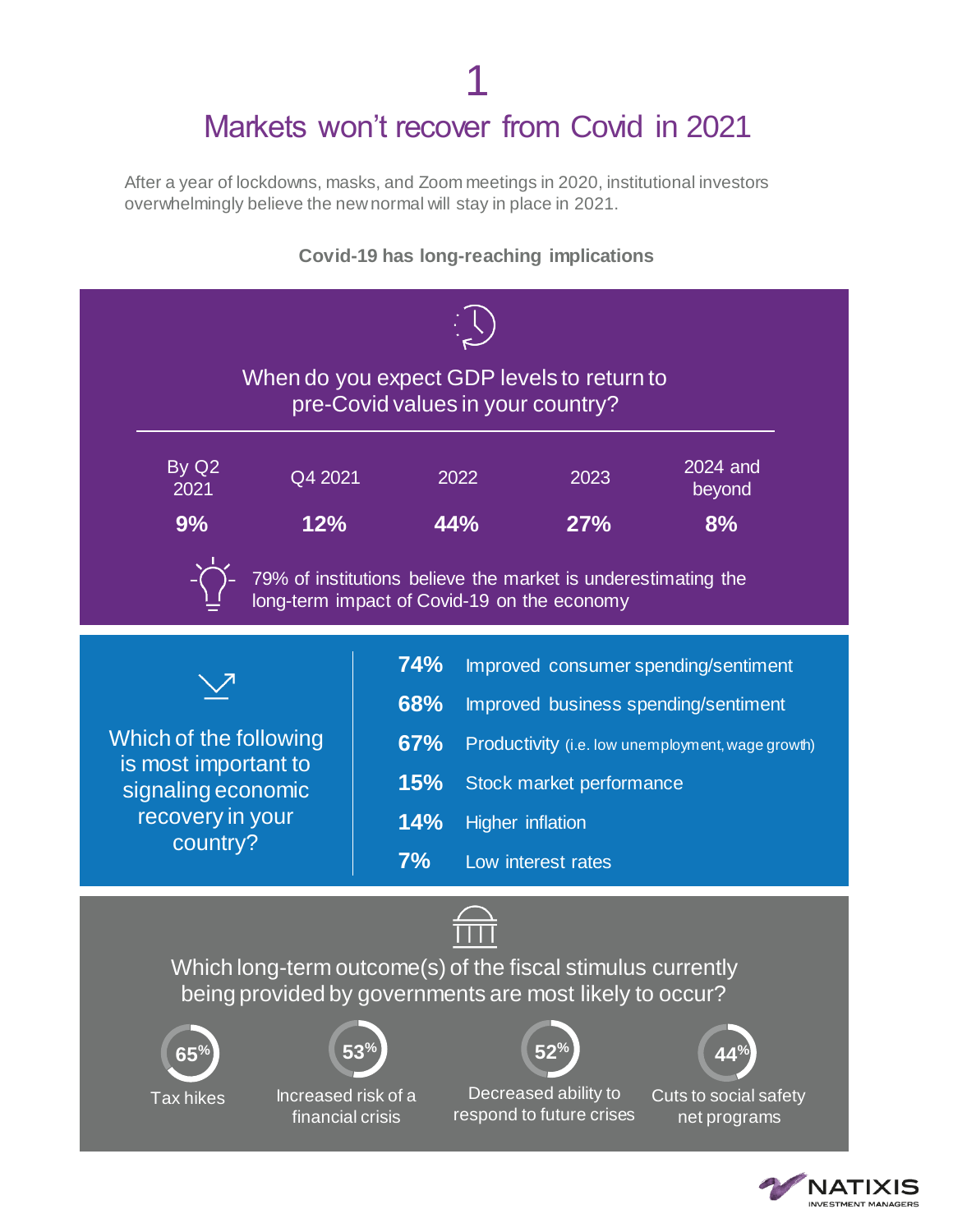# 1

## Markets won't recover from Covid in 2021

After a year of lockdowns, masks, and Zoom meetings in 2020, institutional investors overwhelmingly believe the new normal will stay in place in 2021.

**Covid-19 has long-reaching implications**

### When do you expect GDP levels to return to pre-Covid values in your country?

| By Q2 2021 | Q4 2021 | 2022 | 2023 | 2024 and beyond |
|---|---|---|---|---|
| **9%** | **12%** | **44%** | **27%** | **8%** |

79% of institutions believe the market is underestimating the long-term impact of Covid-19 on the economy

### Which of the following is most important to signaling economic recovery in your country?

- **74%** Improved consumer spending/sentiment
- **68%** Improved business spending/sentiment
- **67%** Productivity (i.e. low unemployment, wage growth)
- **15%** Stock market performance
- **14%** Higher inflation
- **7%** Low interest rates

### Which long-term outcome(s) of the fiscal stimulus currently being provided by governments are most likely to occur?

- **65%** Tax hikes
- **53%** Increased risk of a financial crisis
- **52%** Decreased ability to respond to future crises
- **44%** Cuts to social safety net programs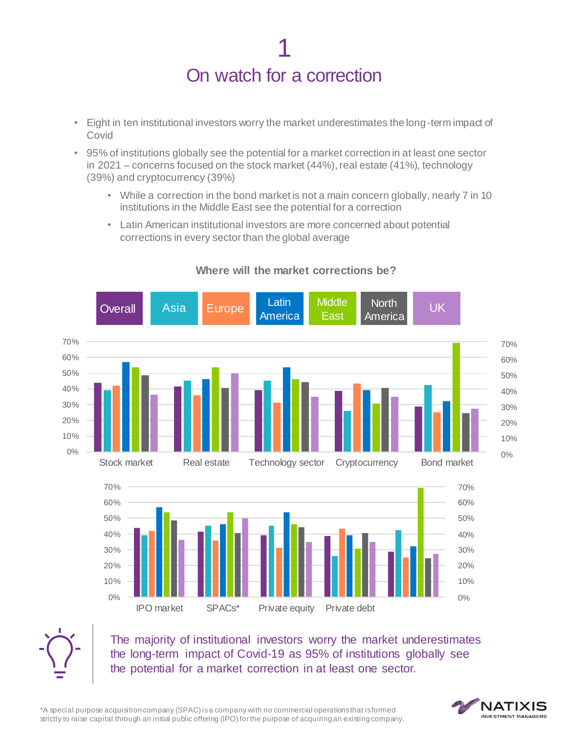# 1

## On watch for a correction

- Eight in ten institutional investors worry the market underestimates the long-term impact of Covid
- 95% of institutions globally see the potential for a market correction in at least one sector in 2021 – concerns focused on the stock market (44%), real estate (41%), technology (39%) and cryptocurrency (39%)
  - While a correction in the bond market is not a main concern globally, nearly 7 in 10 institutions in the Middle East see the potential for a correction
  - Latin American institutional investors are more concerned about potential corrections in every sector than the global average

**Where will the market corrections be?**

Overall | Asia | Europe | Latin America | Middle East | North America | UK

Stock market | Real estate | Technology sector | Cryptocurrency | Bond market

IPO market | SPACs* | Private equity | Private debt

The majority of institutional investors worry the market underestimates the long-term impact of Covid-19 as 95% of institutions globally see the potential for a market correction in at least one sector.

*A special purpose acquisition company (SPAC) is a company with no commercial operations that is formed strictly to raise capital through an initial public offering (IPO) for the purpose of acquiring an existing company.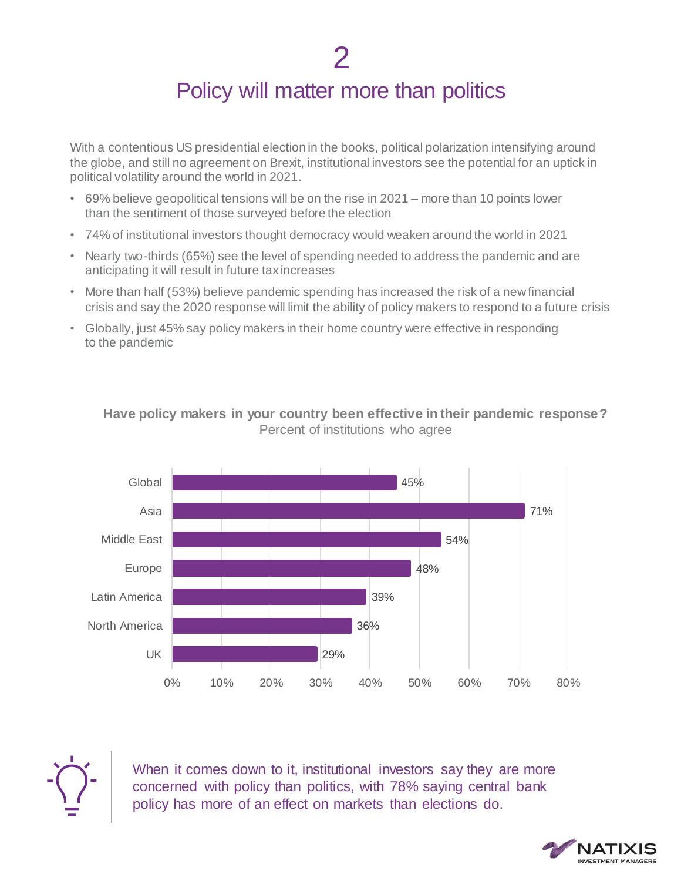# 2

# Policy will matter more than politics

With a contentious US presidential election in the books, political polarization intensifying around the globe, and still no agreement on Brexit, institutional investors see the potential for an uptick in political volatility around the world in 2021.

- 69% believe geopolitical tensions will be on the rise in 2021 – more than 10 points lower than the sentiment of those surveyed before the election
- 74% of institutional investors thought democracy would weaken around the world in 2021
- Nearly two-thirds (65%) see the level of spending needed to address the pandemic and are anticipating it will result in future tax increases
- More than half (53%) believe pandemic spending has increased the risk of a new financial crisis and say the 2020 response will limit the ability of policy makers to respond to a future crisis
- Globally, just 45% say policy makers in their home country were effective in responding to the pandemic

**Have policy makers in your country been effective in their pandemic response?**
Percent of institutions who agree

| Region | Percent |
| --- | --- |
| Global | 45% |
| Asia | 71% |
| Middle East | 54% |
| Europe | 48% |
| Latin America | 39% |
| North America | 36% |
| UK | 29% |

When it comes down to it, institutional investors say they are more concerned with policy than politics, with 78% saying central bank policy has more of an effect on markets than elections do.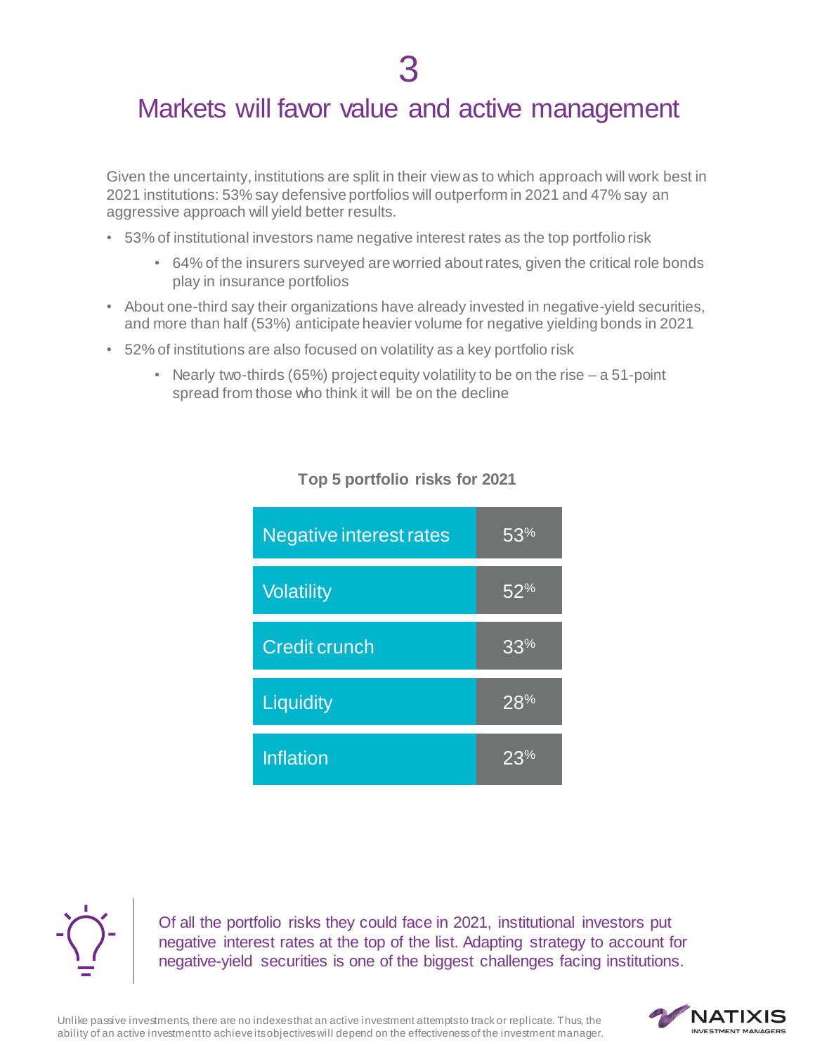# 3

# Markets will favor value and active management

Given the uncertainty, institutions are split in their view as to which approach will work best in 2021 institutions: 53% say defensive portfolios will outperform in 2021 and 47% say an aggressive approach will yield better results.

- 53% of institutional investors name negative interest rates as the top portfolio risk
  - 64% of the insurers surveyed are worried about rates, given the critical role bonds play in insurance portfolios
- About one-third say their organizations have already invested in negative-yield securities, and more than half (53%) anticipate heavier volume for negative yielding bonds in 2021
- 52% of institutions are also focused on volatility as a key portfolio risk
  - Nearly two-thirds (65%) project equity volatility to be on the rise – a 51-point spread from those who think it will be on the decline

**Top 5 portfolio risks for 2021**

| Risk | % |
|---|---|
| Negative interest rates | 53% |
| Volatility | 52% |
| Credit crunch | 33% |
| Liquidity | 28% |
| Inflation | 23% |

Of all the portfolio risks they could face in 2021, institutional investors put negative interest rates at the top of the list. Adapting strategy to account for negative-yield securities is one of the biggest challenges facing institutions.

Unlike passive investments, there are no indexes that an active investment attempts to track or replicate. Thus, the ability of an active investment to achieve its objectives will depend on the effectiveness of the investment manager.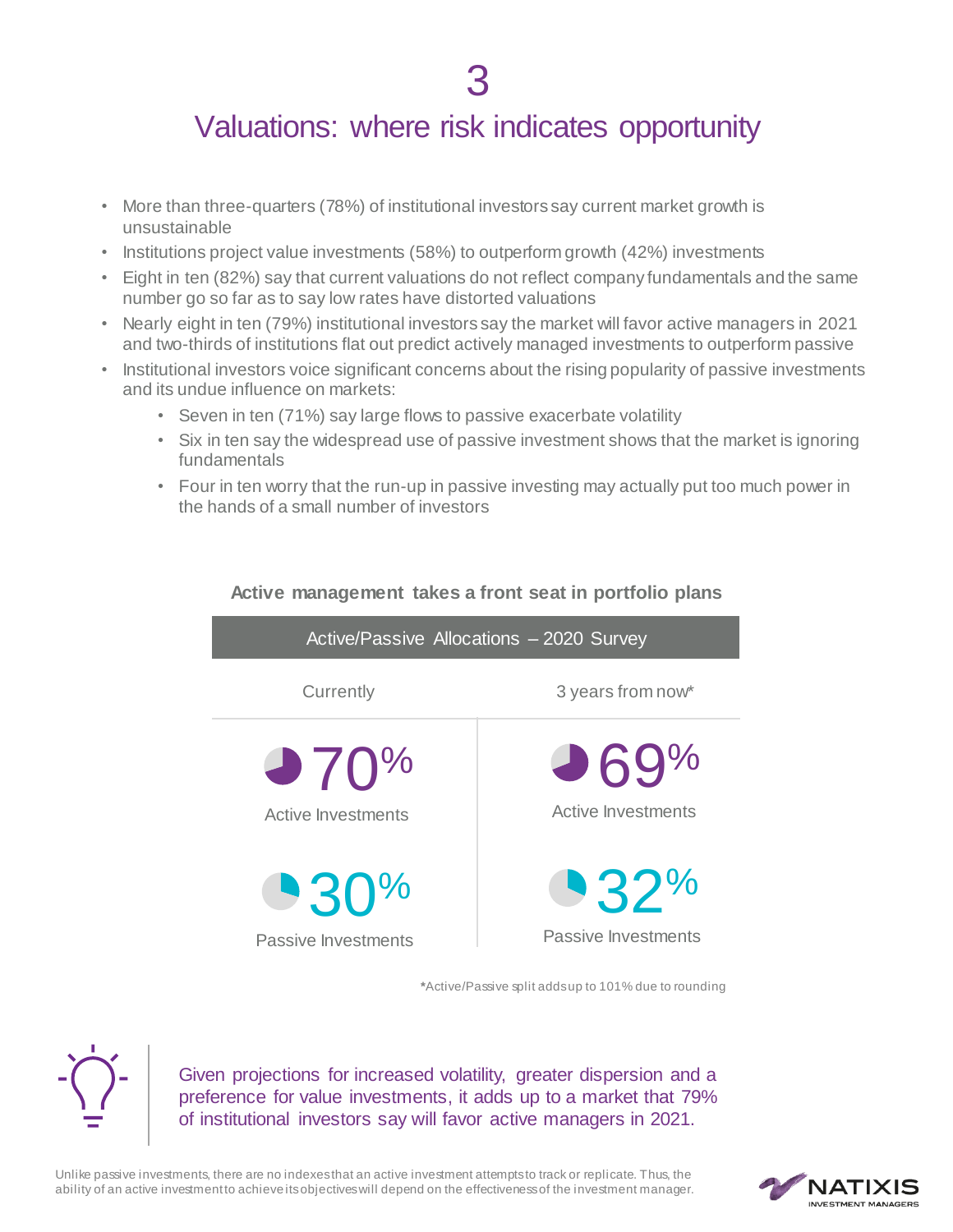# 3

# Valuations: where risk indicates opportunity

- More than three-quarters (78%) of institutional investors say current market growth is unsustainable
- Institutions project value investments (58%) to outperform growth (42%) investments
- Eight in ten (82%) say that current valuations do not reflect company fundamentals and the same number go so far as to say low rates have distorted valuations
- Nearly eight in ten (79%) institutional investors say the market will favor active managers in 2021 and two-thirds of institutions flat out predict actively managed investments to outperform passive
- Institutional investors voice significant concerns about the rising popularity of passive investments and its undue influence on markets:
  - Seven in ten (71%) say large flows to passive exacerbate volatility
  - Six in ten say the widespread use of passive investment shows that the market is ignoring fundamentals
  - Four in ten worry that the run-up in passive investing may actually put too much power in the hands of a small number of investors

**Active management takes a front seat in portfolio plans**

| Active/Passive Allocations – 2020 Survey | |
|---|---|
| Currently | 3 years from now* |
| 70% Active Investments | 69% Active Investments |
| 30% Passive Investments | 32% Passive Investments |

***Active/Passive split adds up to 101% due to rounding

Given projections for increased volatility, greater dispersion and a preference for value investments, it adds up to a market that 79% of institutional investors say will favor active managers in 2021.

Unlike passive investments, there are no indexes that an active investment attempts to track or replicate. Thus, the ability of an active investment to achieve its objectives will depend on the effectiveness of the investment manager.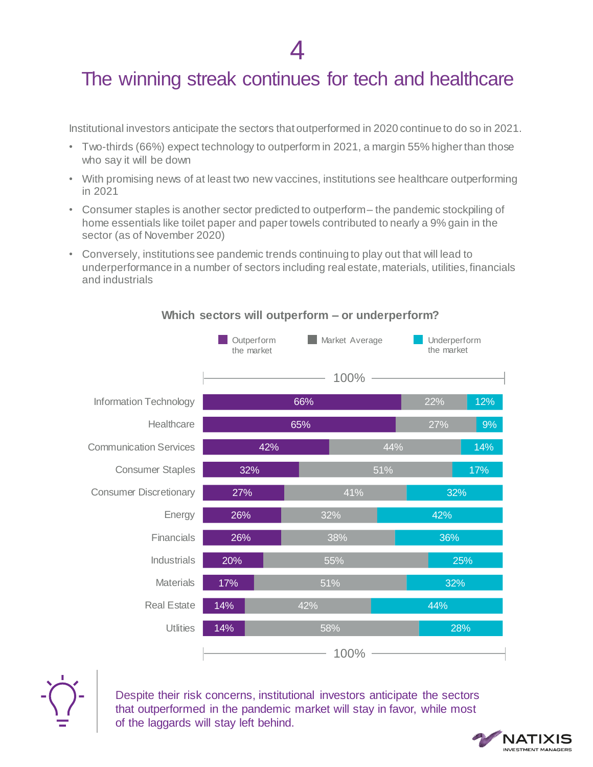# 4

# The winning streak continues for tech and healthcare

Institutional investors anticipate the sectors that outperformed in 2020 continue to do so in 2021.

- Two-thirds (66%) expect technology to outperform in 2021, a margin 55% higher than those who say it will be down
- With promising news of at least two new vaccines, institutions see healthcare outperforming in 2021
- Consumer staples is another sector predicted to outperform – the pandemic stockpiling of home essentials like toilet paper and paper towels contributed to nearly a 9% gain in the sector (as of November 2020)
- Conversely, institutions see pandemic trends continuing to play out that will lead to underperformance in a number of sectors including real estate, materials, utilities, financials and industrials

**Which sectors will outperform – or underperform?**

| Sector | Outperform the market | Market Average | Underperform the market |
|---|---|---|---|
| Information Technology | 66% | 22% | 12% |
| Healthcare | 65% | 27% | 9% |
| Communication Services | 42% | 44% | 14% |
| Consumer Staples | 32% | 51% | 17% |
| Consumer Discretionary | 27% | 41% | 32% |
| Energy | 26% | 32% | 42% |
| Financials | 26% | 38% | 36% |
| Industrials | 20% | 55% | 25% |
| Materials | 17% | 51% | 32% |
| Real Estate | 14% | 42% | 44% |
| Utilities | 14% | 58% | 28% |

Despite their risk concerns, institutional investors anticipate the sectors that outperformed in the pandemic market will stay in favor, while most of the laggards will stay left behind.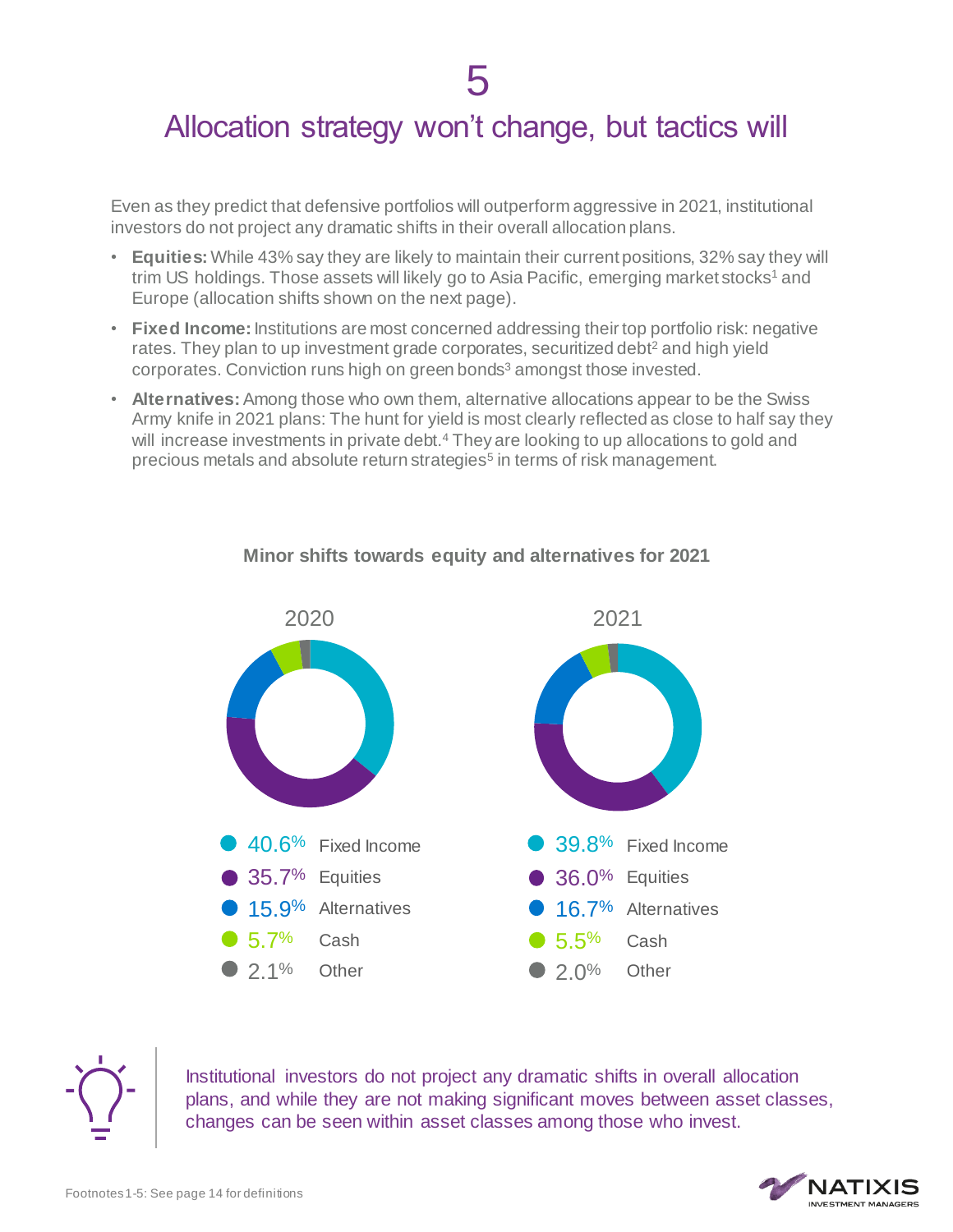# 5

# Allocation strategy won't change, but tactics will

Even as they predict that defensive portfolios will outperform aggressive in 2021, institutional investors do not project any dramatic shifts in their overall allocation plans.

- **Equities:** While 43% say they are likely to maintain their current positions, 32% say they will trim US holdings. Those assets will likely go to Asia Pacific, emerging market stocks[1] and Europe (allocation shifts shown on the next page).
- **Fixed Income:** Institutions are most concerned addressing their top portfolio risk: negative rates. They plan to up investment grade corporates, securitized debt[2] and high yield corporates. Conviction runs high on green bonds[3] amongst those invested.
- **Alternatives:** Among those who own them, alternative allocations appear to be the Swiss Army knife in 2021 plans: The hunt for yield is most clearly reflected as close to half say they will increase investments in private debt.[4] They are looking to up allocations to gold and precious metals and absolute return strategies[5] in terms of risk management.

**Minor shifts towards equity and alternatives for 2021**

| | 2020 | 2021 |
|---|---|---|
| Fixed Income | 40.6% | 39.8% |
| Equities | 35.7% | 36.0% |
| Alternatives | 15.9% | 16.7% |
| Cash | 5.7% | 5.5% |
| Other | 2.1% | 2.0% |

Institutional investors do not project any dramatic shifts in overall allocation plans, and while they are not making significant moves between asset classes, changes can be seen within asset classes among those who invest.

Footnotes 1-5: See page 14 for definitions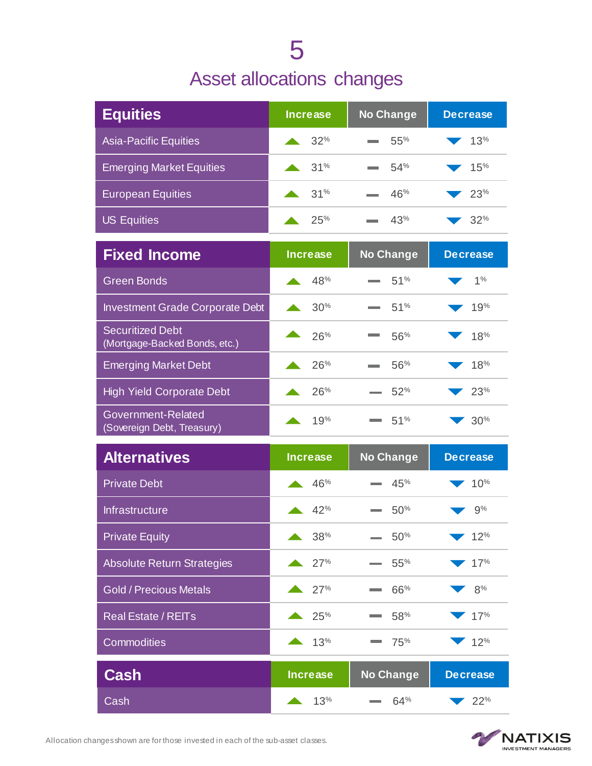# 5

## Asset allocations changes

| Equities | Increase | No Change | Decrease |
|---|---|---|---|
| Asia-Pacific Equities | 32% | 55% | 13% |
| Emerging Market Equities | 31% | 54% | 15% |
| European Equities | 31% | 46% | 23% |
| US Equities | 25% | 43% | 32% |

| Fixed Income | Increase | No Change | Decrease |
|---|---|---|---|
| Green Bonds | 48% | 51% | 1% |
| Investment Grade Corporate Debt | 30% | 51% | 19% |
| Securitized Debt (Mortgage-Backed Bonds, etc.) | 26% | 56% | 18% |
| Emerging Market Debt | 26% | 56% | 18% |
| High Yield Corporate Debt | 26% | 52% | 23% |
| Government-Related (Sovereign Debt, Treasury) | 19% | 51% | 30% |

| Alternatives | Increase | No Change | Decrease |
|---|---|---|---|
| Private Debt | 46% | 45% | 10% |
| Infrastructure | 42% | 50% | 9% |
| Private Equity | 38% | 50% | 12% |
| Absolute Return Strategies | 27% | 55% | 17% |
| Gold / Precious Metals | 27% | 66% | 8% |
| Real Estate / REITs | 25% | 58% | 17% |
| Commodities | 13% | 75% | 12% |

| Cash | Increase | No Change | Decrease |
|---|---|---|---|
| Cash | 13% | 64% | 22% |

Allocation changes shown are for those invested in each of the sub-asset classes.

NATIXIS INVESTMENT MANAGERS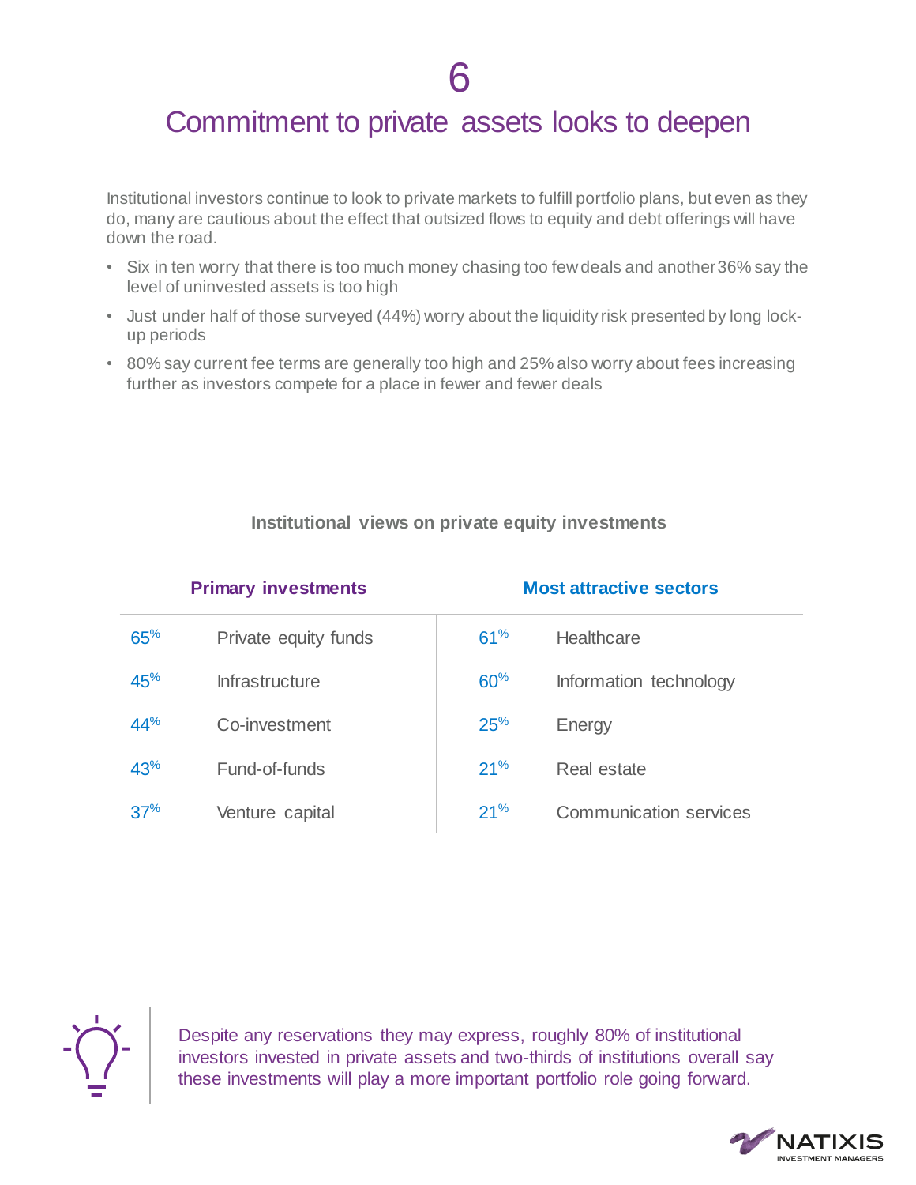# 6

# Commitment to private assets looks to deepen

Institutional investors continue to look to private markets to fulfill portfolio plans, but even as they do, many are cautious about the effect that outsized flows to equity and debt offerings will have down the road.

- Six in ten worry that there is too much money chasing too few deals and another 36% say the level of uninvested assets is too high
- Just under half of those surveyed (44%) worry about the liquidity risk presented by long lock-up periods
- 80% say current fee terms are generally too high and 25% also worry about fees increasing further as investors compete for a place in fewer and fewer deals

**Institutional views on private equity investments**

| Primary investments | | Most attractive sectors | |
|---|---|---|---|
| 65% | Private equity funds | 61% | Healthcare |
| 45% | Infrastructure | 60% | Information technology |
| 44% | Co-investment | 25% | Energy |
| 43% | Fund-of-funds | 21% | Real estate |
| 37% | Venture capital | 21% | Communication services |

Despite any reservations they may express, roughly 80% of institutional investors invested in private assets and two-thirds of institutions overall say these investments will play a more important portfolio role going forward.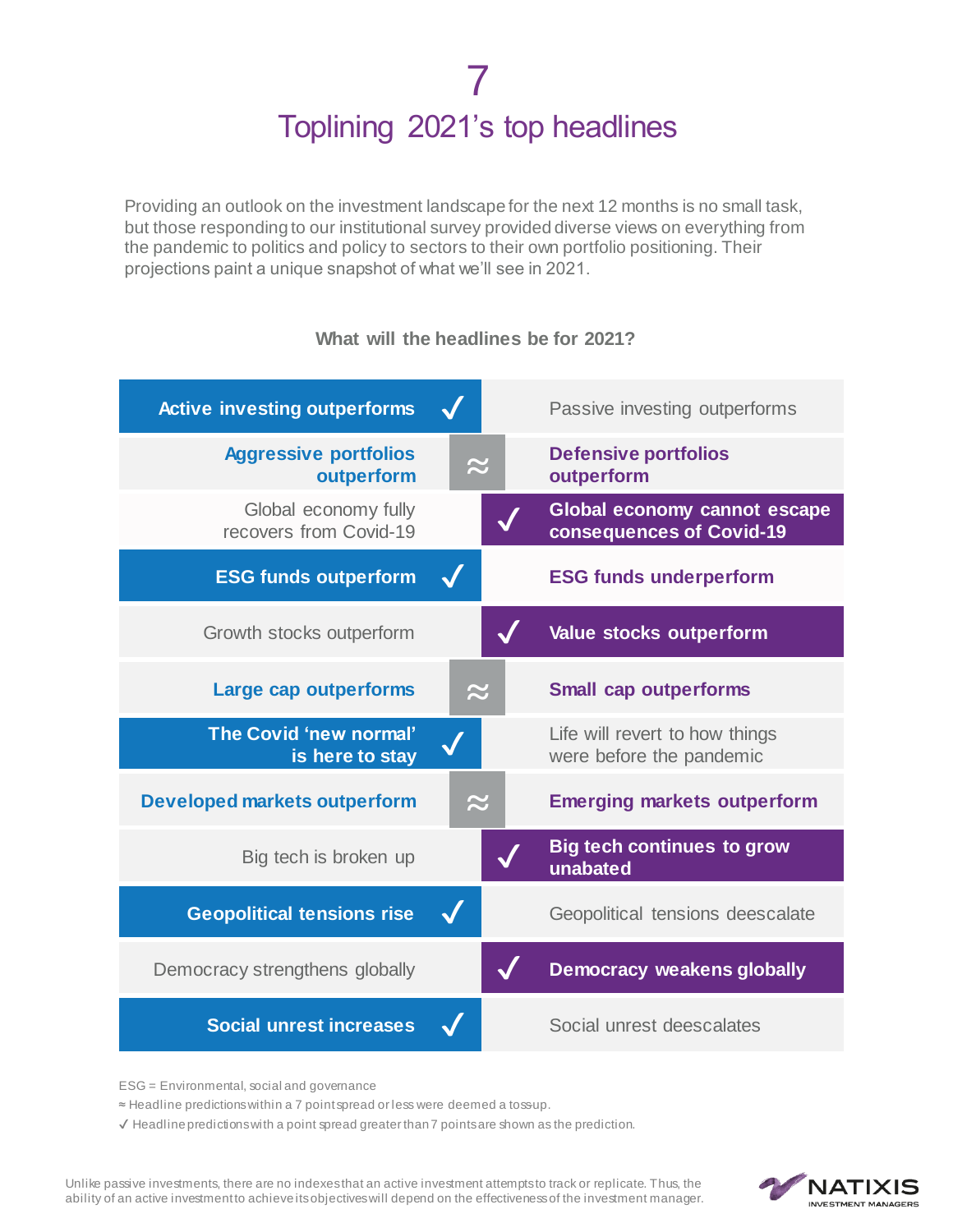# 7

# Toplining 2021's top headlines

Providing an outlook on the investment landscape for the next 12 months is no small task, but those responding to our institutional survey provided diverse views on everything from the pandemic to politics and policy to sectors to their own portfolio positioning. Their projections paint a unique snapshot of what we'll see in 2021.

**What will the headlines be for 2021?**

| Headline | Result | Headline |
|---|---|---|
| **Active investing outperforms** | ✓ (left) | Passive investing outperforms |
| **Aggressive portfolios outperform** | ≈ | **Defensive portfolios outperform** |
| Global economy fully recovers from Covid-19 | ✓ (right) | **Global economy cannot escape consequences of Covid-19** |
| **ESG funds outperform** | ✓ (left) | **ESG funds underperform** |
| Growth stocks outperform | ✓ (right) | **Value stocks outperform** |
| **Large cap outperforms** | ≈ | **Small cap outperforms** |
| **The Covid 'new normal' is here to stay** | ✓ (left) | Life will revert to how things were before the pandemic |
| **Developed markets outperform** | ≈ | **Emerging markets outperform** |
| Big tech is broken up | ✓ (right) | **Big tech continues to grow unabated** |
| **Geopolitical tensions rise** | ✓ (left) | Geopolitical tensions deescalate |
| Democracy strengthens globally | ✓ (right) | **Democracy weakens globally** |
| **Social unrest increases** | ✓ (left) | Social unrest deescalates |

ESG = Environmental, social and governance

≈ Headline predictions within a 7 point spread or less were deemed a tossup.

✓ Headline predictions with a point spread greater than 7 points are shown as the prediction.

Unlike passive investments, there are no indexes that an active investment attempts to track or replicate. Thus, the ability of an active investment to achieve its objectives will depend on the effectiveness of the investment manager.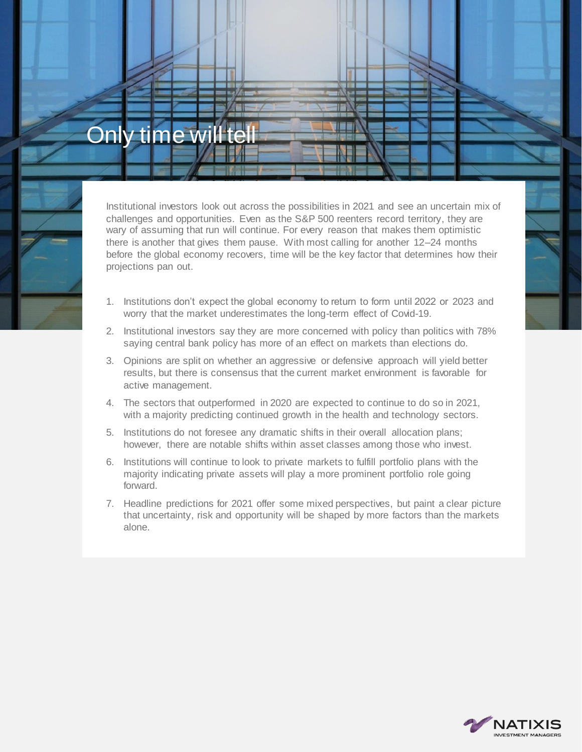# Only time will tell

Institutional investors look out across the possibilities in 2021 and see an uncertain mix of challenges and opportunities. Even as the S&P 500 reenters record territory, they are wary of assuming that run will continue. For every reason that makes them optimistic there is another that gives them pause. With most calling for another 12–24 months before the global economy recovers, time will be the key factor that determines how their projections pan out.

1. Institutions don't expect the global economy to return to form until 2022 or 2023 and worry that the market underestimates the long-term effect of Covid-19.
2. Institutional investors say they are more concerned with policy than politics with 78% saying central bank policy has more of an effect on markets than elections do.
3. Opinions are split on whether an aggressive or defensive approach will yield better results, but there is consensus that the current market environment is favorable for active management.
4. The sectors that outperformed in 2020 are expected to continue to do so in 2021, with a majority predicting continued growth in the health and technology sectors.
5. Institutions do not foresee any dramatic shifts in their overall allocation plans; however, there are notable shifts within asset classes among those who invest.
6. Institutions will continue to look to private markets to fulfill portfolio plans with the majority indicating private assets will play a more prominent portfolio role going forward.
7. Headline predictions for 2021 offer some mixed perspectives, but paint a clear picture that uncertainty, risk and opportunity will be shaped by more factors than the markets alone.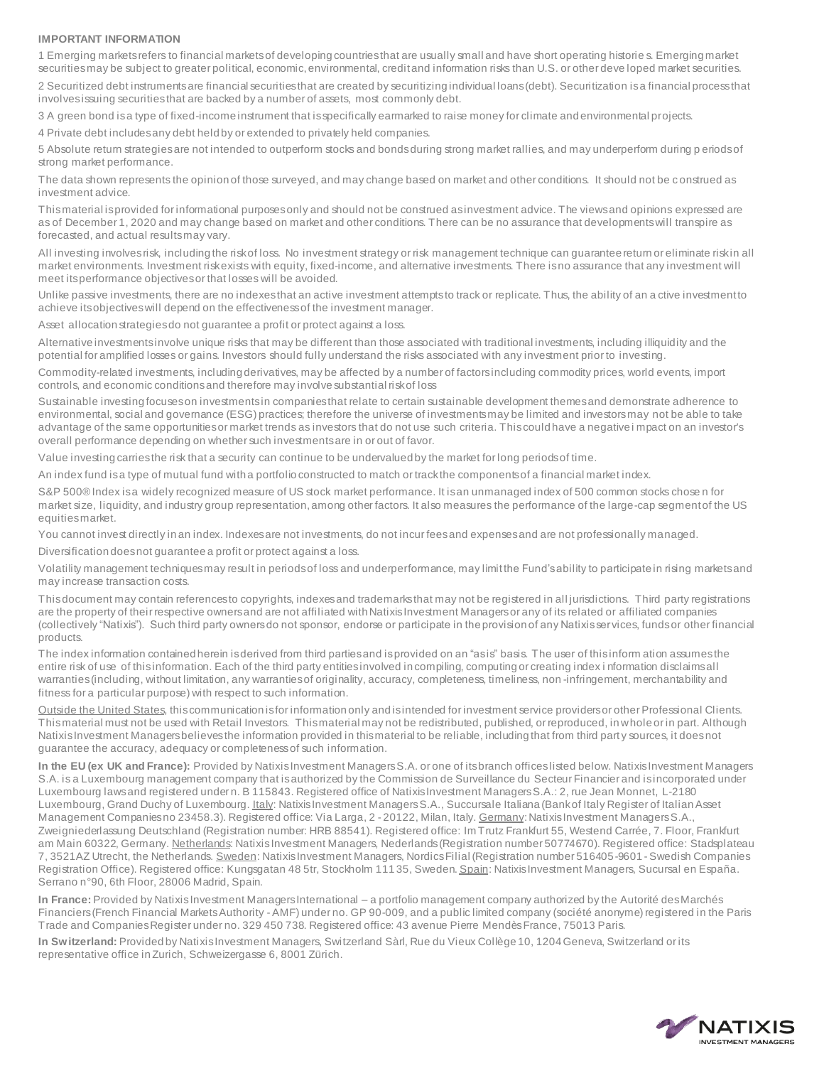**IMPORTANT INFORMATION**

1 Emerging markets refers to financial markets of developing countries that are usually small and have short operating histories. Emerging market securities may be subject to greater political, economic, environmental, credit and information risks than U.S. or other developed market securities.

2 Securitized debt instruments are financial securities that are created by securitizing individual loans (debt). Securitization is a financial process that involves issuing securities that are backed by a number of assets, most commonly debt.

3 A green bond is a type of fixed-income instrument that is specifically earmarked to raise money for climate and environmental projects.

4 Private debt includes any debt held by or extended to privately held companies.

5 Absolute return strategies are not intended to outperform stocks and bonds during strong market rallies, and may underperform during periods of strong market performance.

The data shown represents the opinion of those surveyed, and may change based on market and other conditions. It should not be construed as investment advice.

This material is provided for informational purposes only and should not be construed as investment advice. The views and opinions expressed are as of December 1, 2020 and may change based on market and other conditions. There can be no assurance that developments will transpire as forecasted, and actual results may vary.

All investing involves risk, including the risk of loss. No investment strategy or risk management technique can guarantee return or eliminate risk in all market environments. Investment risk exists with equity, fixed-income, and alternative investments. There is no assurance that any investment will meet its performance objectives or that losses will be avoided.

Unlike passive investments, there are no indexes that an active investment attempts to track or replicate. Thus, the ability of an active investment to achieve its objectives will depend on the effectiveness of the investment manager.

Asset allocation strategies do not guarantee a profit or protect against a loss.

Alternative investments involve unique risks that may be different than those associated with traditional investments, including illiquidity and the potential for amplified losses or gains. Investors should fully understand the risks associated with any investment prior to investing.

Commodity-related investments, including derivatives, may be affected by a number of factors including commodity prices, world events, import controls, and economic conditions and therefore may involve substantial risk of loss

Sustainable investing focuses on investments in companies that relate to certain sustainable development themes and demonstrate adherence to environmental, social and governance (ESG) practices; therefore the universe of investments may be limited and investors may not be able to take advantage of the same opportunities or market trends as investors that do not use such criteria. This could have a negative impact on an investor's overall performance depending on whether such investments are in or out of favor.

Value investing carries the risk that a security can continue to be undervalued by the market for long periods of time.

An index fund is a type of mutual fund with a portfolio constructed to match or track the components of a financial market index.

S&P 500® Index is a widely recognized measure of US stock market performance. It is an unmanaged index of 500 common stocks chosen for market size, liquidity, and industry group representation, among other factors. It also measures the performance of the large-cap segment of the US equities market.

You cannot invest directly in an index. Indexes are not investments, do not incur fees and expenses and are not professionally managed.

Diversification does not guarantee a profit or protect against a loss.

Volatility management techniques may result in periods of loss and underperformance, may limit the Fund's ability to participate in rising markets and may increase transaction costs.

This document may contain references to copyrights, indexes and trademarks that may not be registered in all jurisdictions. Third party registrations are the property of their respective owners and are not affiliated with Natixis Investment Managers or any of its related or affiliated companies (collectively "Natixis"). Such third party owners do not sponsor, endorse or participate in the provision of any Natixis services, funds or other financial products.

The index information contained herein is derived from third parties and is provided on an "as is" basis. The user of this information assumes the entire risk of use of this information. Each of the third party entities involved in compiling, computing or creating index information disclaims all warranties (including, without limitation, any warranties of originality, accuracy, completeness, timeliness, non-infringement, merchantability and fitness for a particular purpose) with respect to such information.

Outside the United States, this communication is for information only and is intended for investment service providers or other Professional Clients. This material must not be used with Retail Investors. This material may not be redistributed, published, or reproduced, in whole or in part. Although Natixis Investment Managers believes the information provided in this material to be reliable, including that from third party sources, it does not guarantee the accuracy, adequacy or completeness of such information.

**In the EU (ex UK and France):** Provided by Natixis Investment Managers S.A. or one of its branch offices listed below. Natixis Investment Managers S.A. is a Luxembourg management company that is authorized by the Commission de Surveillance du Secteur Financier and is incorporated under Luxembourg laws and registered under n. B 115843. Registered office of Natixis Investment Managers S.A.: 2, rue Jean Monnet, L-2180 Luxembourg, Grand Duchy of Luxembourg. Italy: Natixis Investment Managers S.A., Succursale Italiana (Bank of Italy Register of Italian Asset Management Companies no 23458.3). Registered office: Via Larga, 2 - 20122, Milan, Italy. Germany: Natixis Investment Managers S.A., Zweigniederlassung Deutschland (Registration number: HRB 88541). Registered office: Im Trutz Frankfurt 55, Westend Carrée, 7. Floor, Frankfurt am Main 60322, Germany. Netherlands: Natixis Investment Managers, Nederlands (Registration number 50774670). Registered office: Stadsplateau 7, 3521AZ Utrecht, the Netherlands. Sweden: Natixis Investment Managers, Nordics Filial (Registration number 516405-9601 - Swedish Companies Registration Office). Registered office: Kungsgatan 48 5tr, Stockholm 111 35, Sweden. Spain: Natixis Investment Managers, Sucursal en España. Serrano n°90, 6th Floor, 28006 Madrid, Spain.

**In France:** Provided by Natixis Investment Managers International – a portfolio management company authorized by the Autorité des Marchés Financiers (French Financial Markets Authority - AMF) under no. GP 90-009, and a public limited company (société anonyme) registered in the Paris Trade and Companies Register under no. 329 450 738. Registered office: 43 avenue Pierre Mendès France, 75013 Paris.

**In Switzerland:** Provided by Natixis Investment Managers, Switzerland Sàrl, Rue du Vieux Collège 10, 1204 Geneva, Switzerland or its representative office in Zurich, Schweizergasse 6, 8001 Zürich.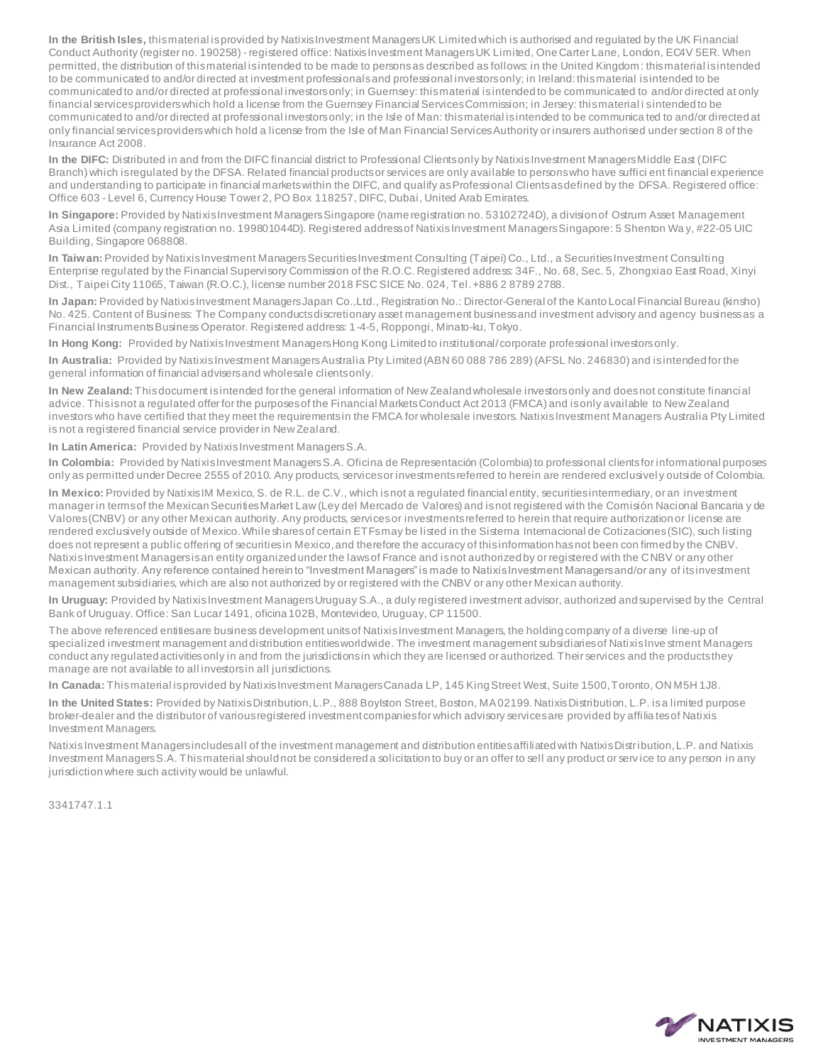**In the British Isles,** this material is provided by Natixis Investment Managers UK Limited which is authorised and regulated by the UK Financial Conduct Authority (register no. 190258) - registered office: Natixis Investment Managers UK Limited, One Carter Lane, London, EC4V 5ER. When permitted, the distribution of this material is intended to be made to persons as described as follows: in the United Kingdom: this material is intended to be communicated to and/or directed at investment professionals and professional investors only; in Ireland: this material is intended to be communicated to and/or directed at professional investors only; in Guernsey: this material is intended to be communicated to and/or directed at only financial services providers which hold a license from the Guernsey Financial Services Commission; in Jersey: this material is intended to be communicated to and/or directed at professional investors only; in the Isle of Man: this material is intended to be communicated to and/or directed at only financial services providers which hold a license from the Isle of Man Financial Services Authority or insurers authorised under section 8 of the Insurance Act 2008.

**In the DIFC:** Distributed in and from the DIFC financial district to Professional Clients only by Natixis Investment Managers Middle East (DIFC Branch) which is regulated by the DFSA. Related financial products or services are only available to persons who have sufficient financial experience and understanding to participate in financial markets within the DIFC, and qualify as Professional Clients as defined by the DFSA. Registered office: Office 603 - Level 6, Currency House Tower 2, PO Box 118257, DIFC, Dubai, United Arab Emirates.

**In Singapore:** Provided by Natixis Investment Managers Singapore (name registration no. 53102724D), a division of Ostrum Asset Management Asia Limited (company registration no. 199801044D). Registered address of Natixis Investment Managers Singapore: 5 Shenton Way, #22-05 UIC Building, Singapore 068808.

**In Taiwan:** Provided by Natixis Investment Managers Securities Investment Consulting (Taipei) Co., Ltd., a Securities Investment Consulting Enterprise regulated by the Financial Supervisory Commission of the R.O.C. Registered address: 34F., No. 68, Sec. 5, Zhongxiao East Road, Xinyi Dist., Taipei City 11065, Taiwan (R.O.C.), license number 2018 FSC SICE No. 024, Tel. +886 2 8789 2788.

**In Japan:** Provided by Natixis Investment Managers Japan Co.,Ltd., Registration No.: Director-General of the Kanto Local Financial Bureau (kinsho) No. 425. Content of Business: The Company conducts discretionary asset management business and investment advisory and agency business as a Financial Instruments Business Operator. Registered address: 1-4-5, Roppongi, Minato-ku, Tokyo.

**In Hong Kong:** Provided by Natixis Investment Managers Hong Kong Limited to institutional/corporate professional investors only.

**In Australia:** Provided by Natixis Investment Managers Australia Pty Limited (ABN 60 088 786 289) (AFSL No. 246830) and is intended for the general information of financial advisers and wholesale clients only.

**In New Zealand:** This document is intended for the general information of New Zealand wholesale investors only and does not constitute financial advice. This is not a regulated offer for the purposes of the Financial Markets Conduct Act 2013 (FMCA) and is only available to New Zealand investors who have certified that they meet the requirements in the FMCA for wholesale investors. Natixis Investment Managers Australia Pty Limited is not a registered financial service provider in New Zealand.

**In Latin America:** Provided by Natixis Investment Managers S.A.

**In Colombia:** Provided by Natixis Investment Managers S.A. Oficina de Representación (Colombia) to professional clients for informational purposes only as permitted under Decree 2555 of 2010. Any products, services or investments referred to herein are rendered exclusively outside of Colombia.

**In Mexico:** Provided by Natixis IM Mexico, S. de R.L. de C.V., which is not a regulated financial entity, securities intermediary, or an investment manager in terms of the Mexican Securities Market Law (Ley del Mercado de Valores) and is not registered with the Comisión Nacional Bancaria y de Valores (CNBV) or any other Mexican authority. Any products, services or investments referred to herein that require authorization or license are rendered exclusively outside of Mexico. While shares of certain ETFs may be listed in the Sistema Internacional de Cotizaciones (SIC), such listing does not represent a public offering of securities in Mexico, and therefore the accuracy of this information has not been confirmed by the CNBV. Natixis Investment Managers is an entity organized under the laws of France and is not authorized by or registered with the CNBV or any other Mexican authority. Any reference contained herein to "Investment Managers" is made to Natixis Investment Managers and/or any of its investment management subsidiaries, which are also not authorized by or registered with the CNBV or any other Mexican authority.

**In Uruguay:** Provided by Natixis Investment Managers Uruguay S.A., a duly registered investment advisor, authorized and supervised by the Central Bank of Uruguay. Office: San Lucar 1491, oficina 102B, Montevideo, Uruguay, CP 11500.

The above referenced entities are business development units of Natixis Investment Managers, the holding company of a diverse line-up of specialized investment management and distribution entities worldwide. The investment management subsidiaries of Natixis Investment Managers conduct any regulated activities only in and from the jurisdictions in which they are licensed or authorized. Their services and the products they manage are not available to all investors in all jurisdictions.

**In Canada:** This material is provided by Natixis Investment Managers Canada LP, 145 King Street West, Suite 1500, Toronto, ON M5H 1J8.

**In the United States:** Provided by Natixis Distribution, L.P., 888 Boylston Street, Boston, MA 02199. Natixis Distribution, L.P. is a limited purpose broker-dealer and the distributor of various registered investment companies for which advisory services are provided by affiliates of Natixis Investment Managers.

Natixis Investment Managers includes all of the investment management and distribution entities affiliated with Natixis Distribution, L.P. and Natixis Investment Managers S.A. This material should not be considered a solicitation to buy or an offer to sell any product or service to any person in any jurisdiction where such activity would be unlawful.

3341747.1.1

NATIXIS
INVESTMENT MANAGERS